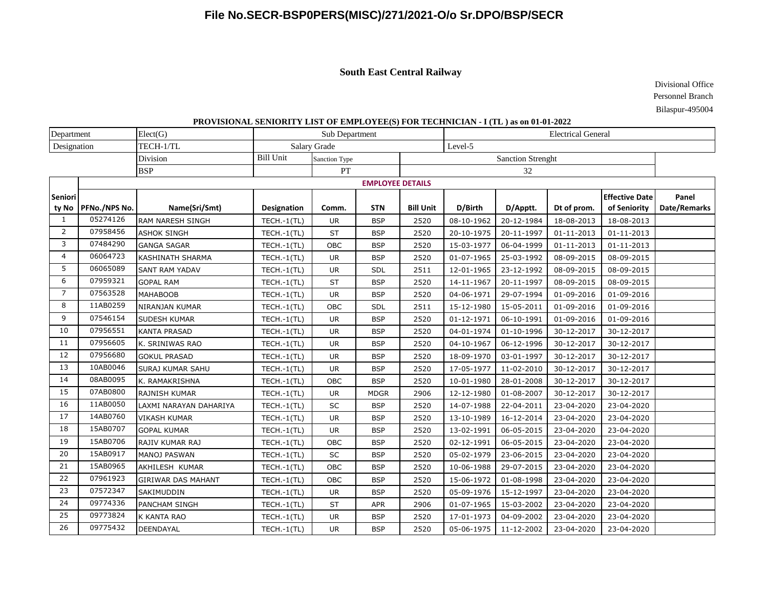**File No.SECR-BSP0PERS(MISC)/271/2021-O/o Sr.DPO/BSP/SECR**

## South East Central Railway

Divisional Office
Personnel Branch
Bilaspur-495004

### PROVISIONAL SENIORITY LIST OF EMPLOYEE(S) FOR TECHNICIAN - I (TL ) as on 01-01-2022

| Department | | Elect(G) | Sub Department | | | | Electrical General | | | |
|---|---|---|---|---|---|---|---|---|---|---|
| Designation | | TECH-1/TL | Salary Grade | | | | Level-5 | | | |
| | | Division | Bill Unit | Sanction Type | | Sanction Strenght | | | | |
| | | BSP | | PT | | 32 | | | | |

| Seniority No | PFNo./NPS No. | Name(Sri/Smt) | Designation | Comm. | STN | Bill Unit | D/Birth | D/Apptt. | Dt of prom. | Effective Date of Seniority | Panel Date/Remarks |
|---|---|---|---|---|---|---|---|---|---|---|---|
| 1 | 05274126 | RAM NARESH SINGH | TECH.-1(TL) | UR | BSP | 2520 | 08-10-1962 | 20-12-1984 | 18-08-2013 | 18-08-2013 | |
| 2 | 07958456 | ASHOK SINGH | TECH.-1(TL) | ST | BSP | 2520 | 20-10-1975 | 20-11-1997 | 01-11-2013 | 01-11-2013 | |
| 3 | 07484290 | GANGA SAGAR | TECH.-1(TL) | OBC | BSP | 2520 | 15-03-1977 | 06-04-1999 | 01-11-2013 | 01-11-2013 | |
| 4 | 06064723 | KASHINATH SHARMA | TECH.-1(TL) | UR | BSP | 2520 | 01-07-1965 | 25-03-1992 | 08-09-2015 | 08-09-2015 | |
| 5 | 06065089 | SANT RAM YADAV | TECH.-1(TL) | UR | SDL | 2511 | 12-01-1965 | 23-12-1992 | 08-09-2015 | 08-09-2015 | |
| 6 | 07959321 | GOPAL RAM | TECH.-1(TL) | ST | BSP | 2520 | 14-11-1967 | 20-11-1997 | 08-09-2015 | 08-09-2015 | |
| 7 | 07563528 | MAHABOOB | TECH.-1(TL) | UR | BSP | 2520 | 04-06-1971 | 29-07-1994 | 01-09-2016 | 01-09-2016 | |
| 8 | 11AB0259 | NIRANJAN KUMAR | TECH.-1(TL) | OBC | SDL | 2511 | 15-12-1980 | 15-05-2011 | 01-09-2016 | 01-09-2016 | |
| 9 | 07546154 | SUDESH KUMAR | TECH.-1(TL) | UR | BSP | 2520 | 01-12-1971 | 06-10-1991 | 01-09-2016 | 01-09-2016 | |
| 10 | 07956551 | KANTA PRASAD | TECH.-1(TL) | UR | BSP | 2520 | 04-01-1974 | 01-10-1996 | 30-12-2017 | 30-12-2017 | |
| 11 | 07956605 | K. SRINIWAS RAO | TECH.-1(TL) | UR | BSP | 2520 | 04-10-1967 | 06-12-1996 | 30-12-2017 | 30-12-2017 | |
| 12 | 07956680 | GOKUL PRASAD | TECH.-1(TL) | UR | BSP | 2520 | 18-09-1970 | 03-01-1997 | 30-12-2017 | 30-12-2017 | |
| 13 | 10AB0046 | SURAJ KUMAR SAHU | TECH.-1(TL) | UR | BSP | 2520 | 17-05-1977 | 11-02-2010 | 30-12-2017 | 30-12-2017 | |
| 14 | 08AB0095 | K. RAMAKRISHNA | TECH.-1(TL) | OBC | BSP | 2520 | 10-01-1980 | 28-01-2008 | 30-12-2017 | 30-12-2017 | |
| 15 | 07AB0800 | RAJNISH KUMAR | TECH.-1(TL) | UR | MDGR | 2906 | 12-12-1980 | 01-08-2007 | 30-12-2017 | 30-12-2017 | |
| 16 | 11AB0050 | LAXMI NARAYAN DAHARIYA | TECH.-1(TL) | SC | BSP | 2520 | 14-07-1988 | 22-04-2011 | 23-04-2020 | 23-04-2020 | |
| 17 | 14AB0760 | VIKASH KUMAR | TECH.-1(TL) | UR | BSP | 2520 | 13-10-1989 | 16-12-2014 | 23-04-2020 | 23-04-2020 | |
| 18 | 15AB0707 | GOPAL KUMAR | TECH.-1(TL) | UR | BSP | 2520 | 13-02-1991 | 06-05-2015 | 23-04-2020 | 23-04-2020 | |
| 19 | 15AB0706 | RAJIV KUMAR RAJ | TECH.-1(TL) | OBC | BSP | 2520 | 02-12-1991 | 06-05-2015 | 23-04-2020 | 23-04-2020 | |
| 20 | 15AB0917 | MANOJ PASWAN | TECH.-1(TL) | SC | BSP | 2520 | 05-02-1979 | 23-06-2015 | 23-04-2020 | 23-04-2020 | |
| 21 | 15AB0965 | AKHILESH KUMAR | TECH.-1(TL) | OBC | BSP | 2520 | 10-06-1988 | 29-07-2015 | 23-04-2020 | 23-04-2020 | |
| 22 | 07961923 | GIRIWAR DAS MAHANT | TECH.-1(TL) | OBC | BSP | 2520 | 15-06-1972 | 01-08-1998 | 23-04-2020 | 23-04-2020 | |
| 23 | 07572347 | SAKIMUDDIN | TECH.-1(TL) | UR | BSP | 2520 | 05-09-1976 | 15-12-1997 | 23-04-2020 | 23-04-2020 | |
| 24 | 09774336 | PANCHAM SINGH | TECH.-1(TL) | ST | APR | 2906 | 01-07-1965 | 15-03-2002 | 23-04-2020 | 23-04-2020 | |
| 25 | 09773824 | K KANTA RAO | TECH.-1(TL) | UR | BSP | 2520 | 17-01-1973 | 04-09-2002 | 23-04-2020 | 23-04-2020 | |
| 26 | 09775432 | DEENDAYAL | TECH.-1(TL) | UR | BSP | 2520 | 05-06-1975 | 11-12-2002 | 23-04-2020 | 23-04-2020 | |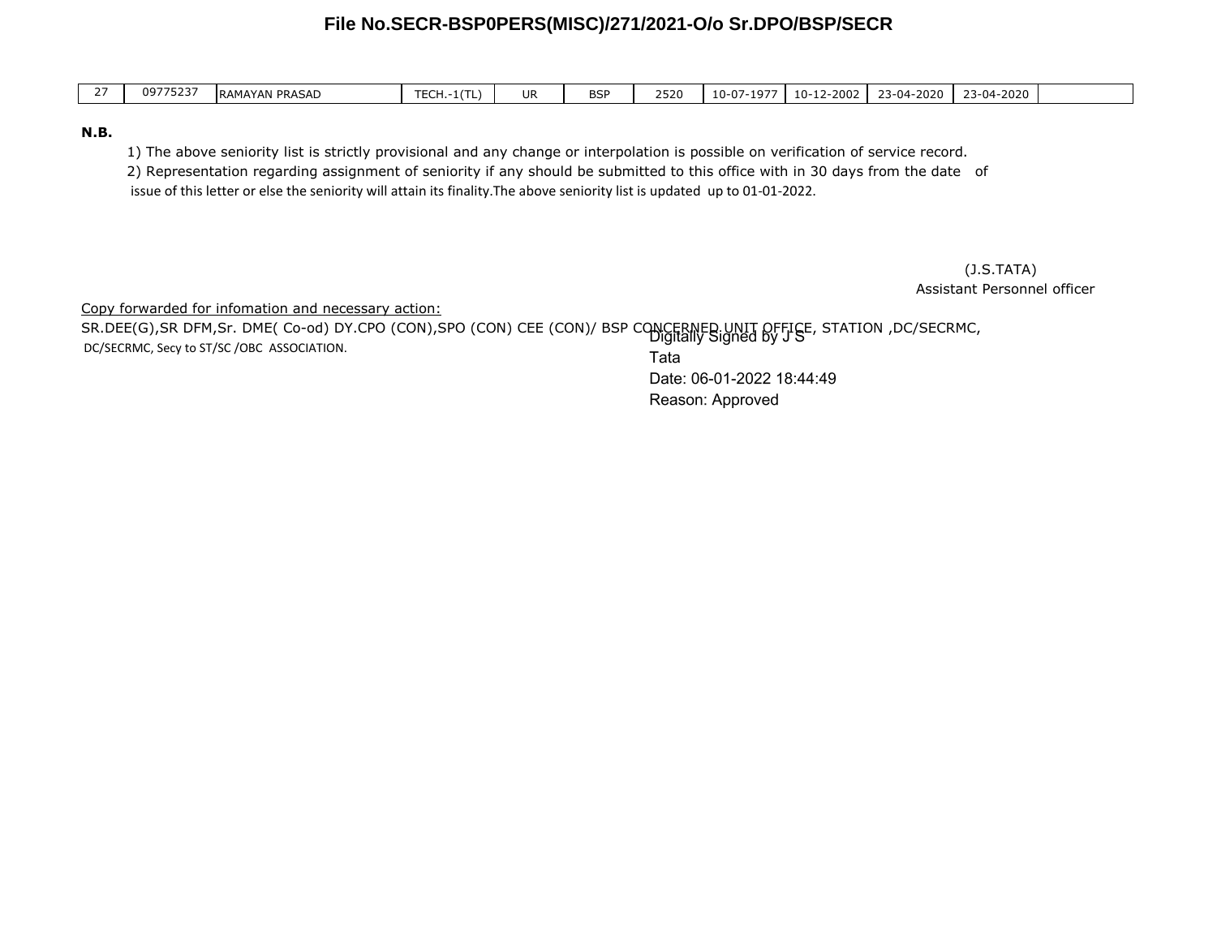**File No.SECR-BSP0PERS(MISC)/271/2021-O/o Sr.DPO/BSP/SECR**

| | | | | | | | | | | | |
|---|---|---|---|---|---|---|---|---|---|---|---|
| 27 | 09775237 | RAMAYAN PRASAD | TECH.-1(TL) | UR | BSP | 2520 | 10-07-1977 | 10-12-2002 | 23-04-2020 | 23-04-2020 | |

**N.B.**

1) The above seniority list is strictly provisional and any change or interpolation is possible on verification of service record.

2) Representation regarding assignment of seniority if any should be submitted to this office with in 30 days from the date of issue of this letter or else the seniority will attain its finality.The above seniority list is updated up to 01-01-2022.

(J.S.TATA)
Assistant Personnel officer

Copy forwarded for infomation and necessary action:

SR.DEE(G),SR DFM,Sr. DME( Co-od) DY.CPO (CON),SPO (CON) CEE (CON)/ BSP CONCERNED UNIT OFFICE, STATION ,DC/SECRMC, DC/SECRMC, Secy to ST/SC /OBC ASSOCIATION.

Digitally Signed by J S Tata
Date: 06-01-2022 18:44:49
Reason: Approved